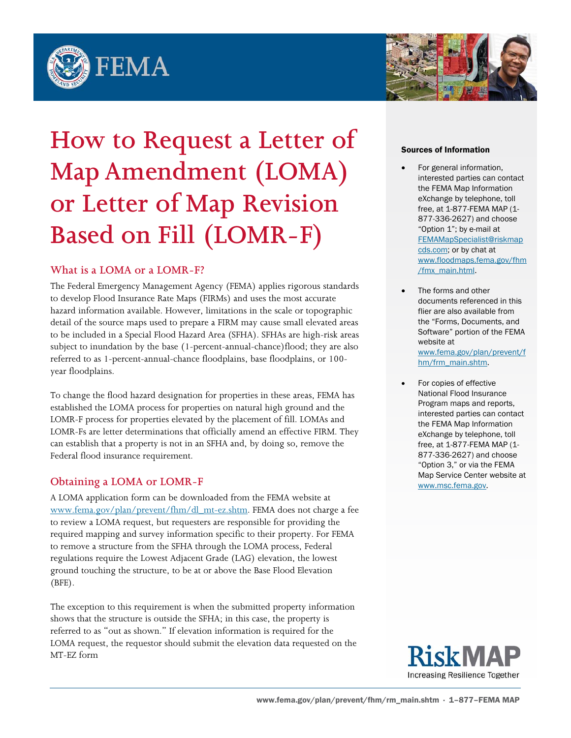# How to Request a Letter of Map Amendment (LOMA) or Letter of Map Revision Based on Fill (LOMR-F)

## What is a LOMA or a LOMR-F?

The Federal Emergency Management Agency (FEMA) applies rigorous standards to develop Flood Insurance Rate Maps (FIRMs) and uses the most accurate hazard information available. However, limitations in the scale or topographic detail of the source maps used to prepare a FIRM may cause small elevated areas to be included in a Special Flood Hazard Area (SFHA). SFHAs are high-risk areas subject to inundation by the base (1-percent-annual-chance)flood; they are also referred to as 1-percent-annual-chance floodplains, base floodplains, or 100-year floodplains.

To change the flood hazard designation for properties in these areas, FEMA has established the LOMA process for properties on natural high ground and the LOMR-F process for properties elevated by the placement of fill. LOMAs and LOMR-Fs are letter determinations that officially amend an effective FIRM. They can establish that a property is not in an SFHA and, by doing so, remove the Federal flood insurance requirement.

## Obtaining a LOMA or LOMR-F

A LOMA application form can be downloaded from the FEMA website at www.fema.gov/plan/prevent/fhm/dl_mt-ez.shtm. FEMA does not charge a fee to review a LOMA request, but requesters are responsible for providing the required mapping and survey information specific to their property. For FEMA to remove a structure from the SFHA through the LOMA process, Federal regulations require the Lowest Adjacent Grade (LAG) elevation, the lowest ground touching the structure, to be at or above the Base Flood Elevation (BFE).

The exception to this requirement is when the submitted property information shows that the structure is outside the SFHA; in this case, the property is referred to as "out as shown." If elevation information is required for the LOMA request, the requestor should submit the elevation data requested on the MT-EZ form

**Sources of Information**

- For general information, interested parties can contact the FEMA Map Information eXchange by telephone, toll free, at 1-877-FEMA MAP (1-877-336-2627) and choose "Option 1"; by e-mail at FEMAMapSpecialist@riskmapcds.com; or by chat at www.floodmaps.fema.gov/fhm/fmx_main.html.
- The forms and other documents referenced in this flier are also available from the "Forms, Documents, and Software" portion of the FEMA website at www.fema.gov/plan/prevent/fhm/frm_main.shtm.
- For copies of effective National Flood Insurance Program maps and reports, interested parties can contact the FEMA Map Information eXchange by telephone, toll free, at 1-877-FEMA MAP (1-877-336-2627) and choose "Option 3," or via the FEMA Map Service Center website at www.msc.fema.gov.

RiskMAP
Increasing Resilience Together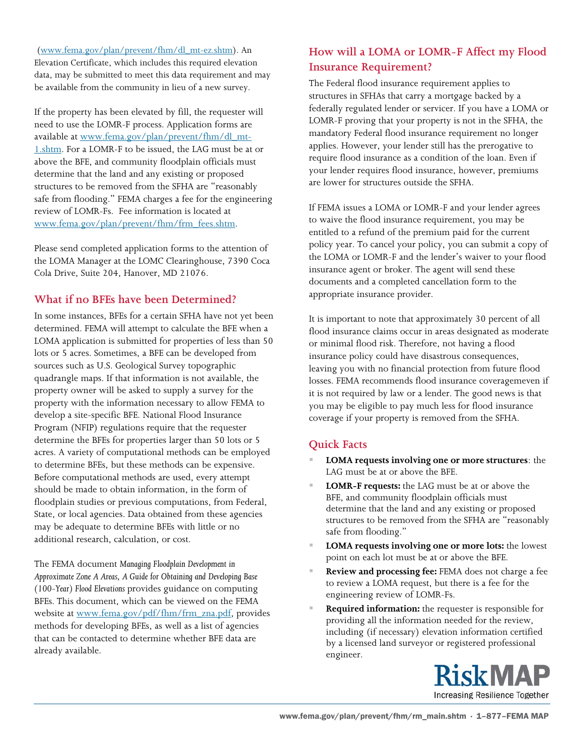(www.fema.gov/plan/prevent/fhm/dl_mt-ez.shtm). An Elevation Certificate, which includes this required elevation data, may be submitted to meet this data requirement and may be available from the community in lieu of a new survey.

If the property has been elevated by fill, the requester will need to use the LOMR-F process. Application forms are available at www.fema.gov/plan/prevent/fhm/dl_mt-1.shtm. For a LOMR-F to be issued, the LAG must be at or above the BFE, and community floodplain officials must determine that the land and any existing or proposed structures to be removed from the SFHA are "reasonably safe from flooding." FEMA charges a fee for the engineering review of LOMR-Fs. Fee information is located at www.fema.gov/plan/prevent/fhm/frm_fees.shtm.

Please send completed application forms to the attention of the LOMA Manager at the LOMC Clearinghouse, 7390 Coca Cola Drive, Suite 204, Hanover, MD 21076.

## What if no BFEs have been Determined?

In some instances, BFEs for a certain SFHA have not yet been determined. FEMA will attempt to calculate the BFE when a LOMA application is submitted for properties of less than 50 lots or 5 acres. Sometimes, a BFE can be developed from sources such as U.S. Geological Survey topographic quadrangle maps. If that information is not available, the property owner will be asked to supply a survey for the property with the information necessary to allow FEMA to develop a site-specific BFE. National Flood Insurance Program (NFIP) regulations require that the requester determine the BFEs for properties larger than 50 lots or 5 acres. A variety of computational methods can be employed to determine BFEs, but these methods can be expensive. Before computational methods are used, every attempt should be made to obtain information, in the form of floodplain studies or previous computations, from Federal, State, or local agencies. Data obtained from these agencies may be adequate to determine BFEs with little or no additional research, calculation, or cost.

The FEMA document *Managing Floodplain Development in Approximate Zone A Areas, A Guide for Obtaining and Developing Base (100-Year) Flood Elevations* provides guidance on computing BFEs. This document, which can be viewed on the FEMA website at www.fema.gov/pdf/fhm/frm_zna.pdf, provides methods for developing BFEs, as well as a list of agencies that can be contacted to determine whether BFE data are already available.

## How will a LOMA or LOMR-F Affect my Flood Insurance Requirement?

The Federal flood insurance requirement applies to structures in SFHAs that carry a mortgage backed by a federally regulated lender or servicer. If you have a LOMA or LOMR-F proving that your property is not in the SFHA, the mandatory Federal flood insurance requirement no longer applies. However, your lender still has the prerogative to require flood insurance as a condition of the loan. Even if your lender requires flood insurance, however, premiums are lower for structures outside the SFHA.

If FEMA issues a LOMA or LOMR-F and your lender agrees to waive the flood insurance requirement, you may be entitled to a refund of the premium paid for the current policy year. To cancel your policy, you can submit a copy of the LOMA or LOMR-F and the lender's waiver to your flood insurance agent or broker. The agent will send these documents and a completed cancellation form to the appropriate insurance provider.

It is important to note that approximately 30 percent of all flood insurance claims occur in areas designated as moderate or minimal flood risk. Therefore, not having a flood insurance policy could have disastrous consequences, leaving you with no financial protection from future flood losses. FEMA recommends flood insurance coveragemeven if it is not required by law or a lender. The good news is that you may be eligible to pay much less for flood insurance coverage if your property is removed from the SFHA.

## Quick Facts

- **LOMA requests involving one or more structures**: the LAG must be at or above the BFE.
- **LOMR-F requests:** the LAG must be at or above the BFE, and community floodplain officials must determine that the land and any existing or proposed structures to be removed from the SFHA are "reasonably safe from flooding."
- **LOMA requests involving one or more lots:** the lowest point on each lot must be at or above the BFE.
- **Review and processing fee:** FEMA does not charge a fee to review a LOMA request, but there is a fee for the engineering review of LOMR-Fs.
- **Required information:** the requester is responsible for providing all the information needed for the review, including (if necessary) elevation information certified by a licensed land surveyor or registered professional engineer.

RiskMAP
Increasing Resilience Together

www.fema.gov/plan/prevent/fhm/rm_main.shtm · 1–877–FEMA MAP